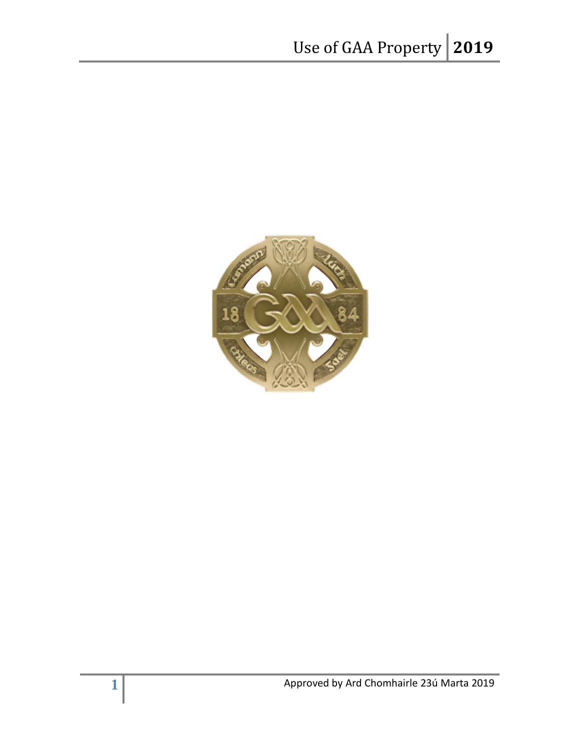# Use of GAA Property 2019

Approved by Ard Chomhairle 23ú Marta 2019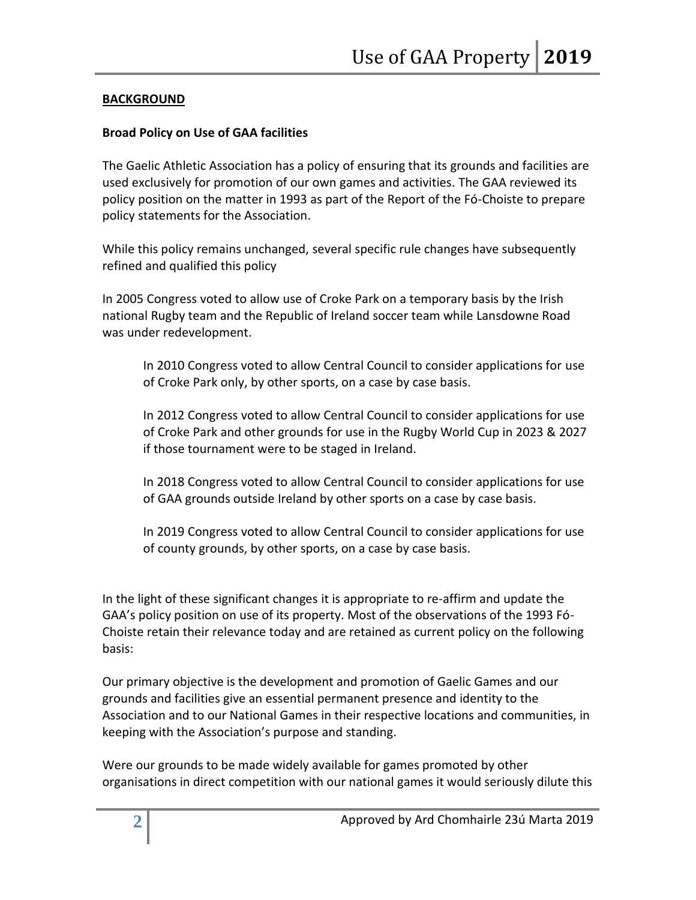## BACKGROUND

### Broad Policy on Use of GAA facilities

The Gaelic Athletic Association has a policy of ensuring that its grounds and facilities are used exclusively for promotion of our own games and activities. The GAA reviewed its policy position on the matter in 1993 as part of the Report of the Fó-Choiste to prepare policy statements for the Association.

While this policy remains unchanged, several specific rule changes have subsequently refined and qualified this policy

In 2005 Congress voted to allow use of Croke Park on a temporary basis by the Irish national Rugby team and the Republic of Ireland soccer team while Lansdowne Road was under redevelopment.

> In 2010 Congress voted to allow Central Council to consider applications for use of Croke Park only, by other sports, on a case by case basis.
>
> In 2012 Congress voted to allow Central Council to consider applications for use of Croke Park and other grounds for use in the Rugby World Cup in 2023 & 2027 if those tournament were to be staged in Ireland.
>
> In 2018 Congress voted to allow Central Council to consider applications for use of GAA grounds outside Ireland by other sports on a case by case basis.
>
> In 2019 Congress voted to allow Central Council to consider applications for use of county grounds, by other sports, on a case by case basis.

In the light of these significant changes it is appropriate to re-affirm and update the GAA's policy position on use of its property. Most of the observations of the 1993 Fó-Choiste retain their relevance today and are retained as current policy on the following basis:

Our primary objective is the development and promotion of Gaelic Games and our grounds and facilities give an essential permanent presence and identity to the Association and to our National Games in their respective locations and communities, in keeping with the Association's purpose and standing.

Were our grounds to be made widely available for games promoted by other organisations in direct competition with our national games it would seriously dilute this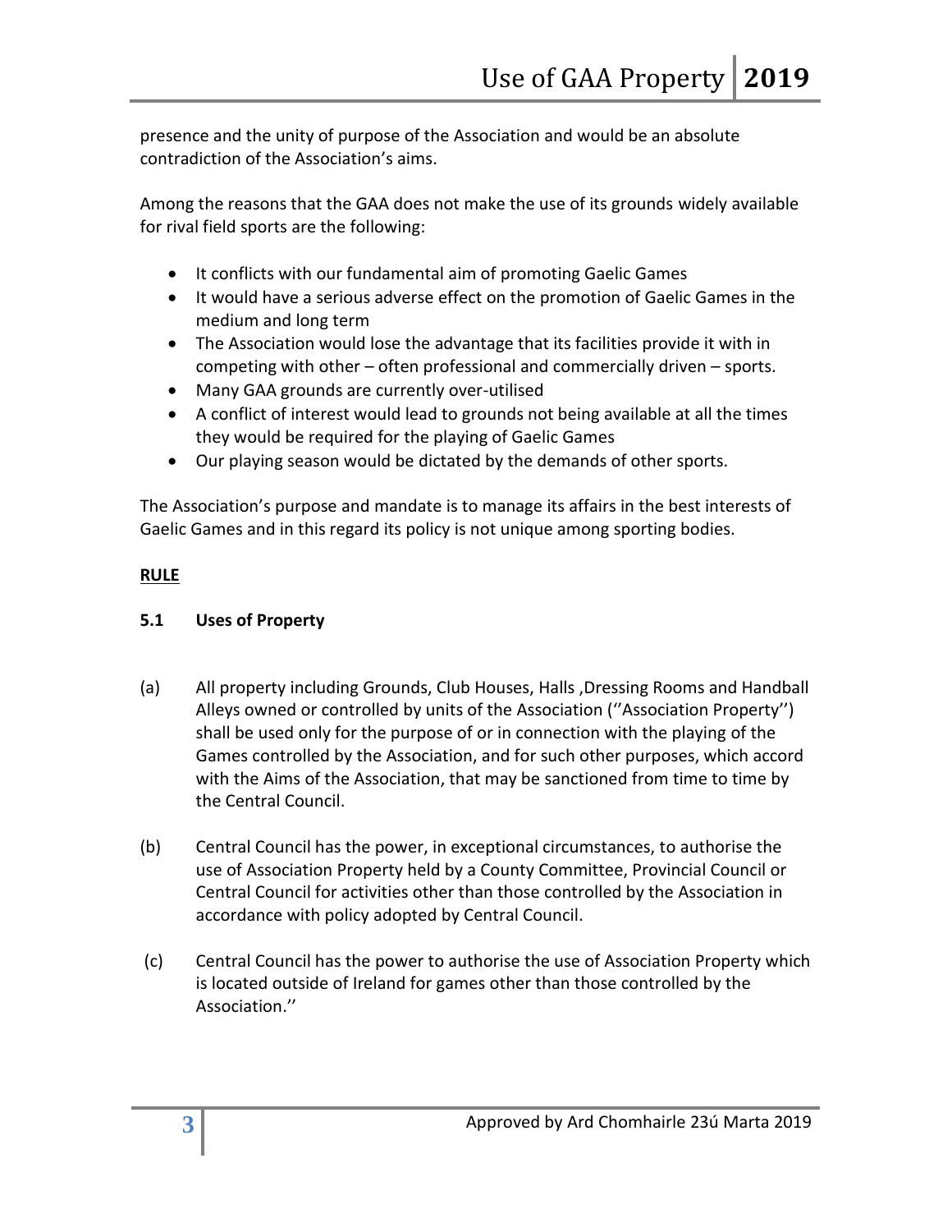presence and the unity of purpose of the Association and would be an absolute contradiction of the Association's aims.

Among the reasons that the GAA does not make the use of its grounds widely available for rival field sports are the following:

- It conflicts with our fundamental aim of promoting Gaelic Games
- It would have a serious adverse effect on the promotion of Gaelic Games in the medium and long term
- The Association would lose the advantage that its facilities provide it with in competing with other – often professional and commercially driven – sports.
- Many GAA grounds are currently over-utilised
- A conflict of interest would lead to grounds not being available at all the times they would be required for the playing of Gaelic Games
- Our playing season would be dictated by the demands of other sports.

The Association's purpose and mandate is to manage its affairs in the best interests of Gaelic Games and in this regard its policy is not unique among sporting bodies.

**RULE**

**5.1 Uses of Property**

(a) All property including Grounds, Club Houses, Halls ,Dressing Rooms and Handball Alleys owned or controlled by units of the Association (''Association Property'') shall be used only for the purpose of or in connection with the playing of the Games controlled by the Association, and for such other purposes, which accord with the Aims of the Association, that may be sanctioned from time to time by the Central Council.

(b) Central Council has the power, in exceptional circumstances, to authorise the use of Association Property held by a County Committee, Provincial Council or Central Council for activities other than those controlled by the Association in accordance with policy adopted by Central Council.

(c) Central Council has the power to authorise the use of Association Property which is located outside of Ireland for games other than those controlled by the Association.''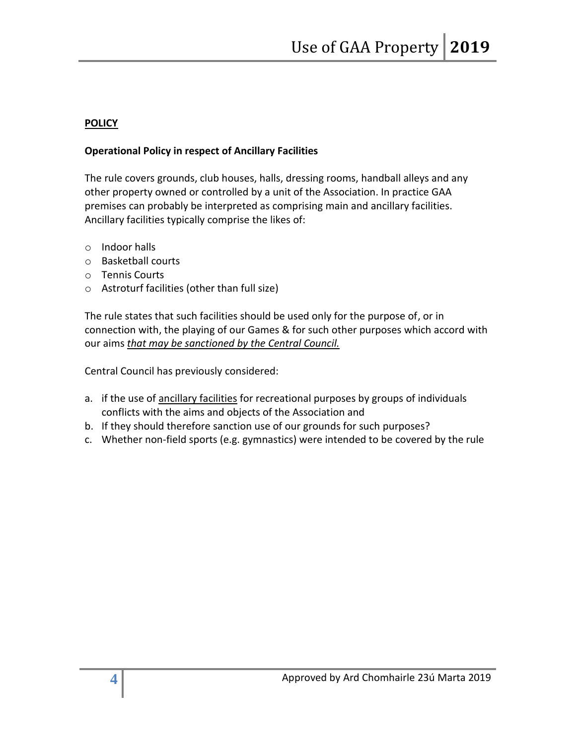**<u>POLICY</u>**

**Operational Policy in respect of Ancillary Facilities**

The rule covers grounds, club houses, halls, dressing rooms, handball alleys and any other property owned or controlled by a unit of the Association. In practice GAA premises can probably be interpreted as comprising main and ancillary facilities. Ancillary facilities typically comprise the likes of:

- Indoor halls
- Basketball courts
- Tennis Courts
- Astroturf facilities (other than full size)

The rule states that such facilities should be used only for the purpose of, or in connection with, the playing of our Games & for such other purposes which accord with our aims *<u>that may be sanctioned by the Central Council.</u>*

Central Council has previously considered:

a. if the use of <u>ancillary facilities</u> for recreational purposes by groups of individuals conflicts with the aims and objects of the Association and
b. If they should therefore sanction use of our grounds for such purposes?
c. Whether non-field sports (e.g. gymnastics) were intended to be covered by the rule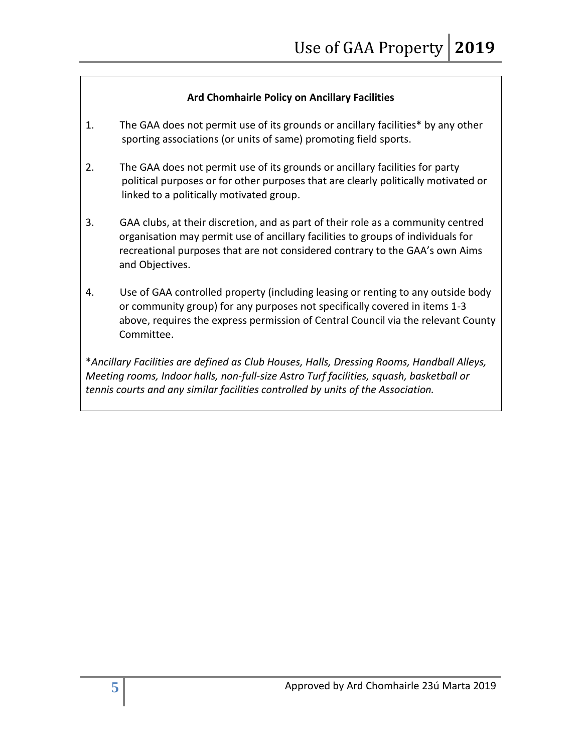### Ard Chomhairle Policy on Ancillary Facilities

1. The GAA does not permit use of its grounds or ancillary facilities* by any other sporting associations (or units of same) promoting field sports.

2. The GAA does not permit use of its grounds or ancillary facilities for party political purposes or for other purposes that are clearly politically motivated or linked to a politically motivated group.

3. GAA clubs, at their discretion, and as part of their role as a community centred organisation may permit use of ancillary facilities to groups of individuals for recreational purposes that are not considered contrary to the GAA's own Aims and Objectives.

4. Use of GAA controlled property (including leasing or renting to any outside body or community group) for any purposes not specifically covered in items 1-3 above, requires the express permission of Central Council via the relevant County Committee.

**Ancillary Facilities are defined as Club Houses, Halls, Dressing Rooms, Handball Alleys, Meeting rooms, Indoor halls, non-full-size Astro Turf facilities, squash, basketball or tennis courts and any similar facilities controlled by units of the Association.*

Approved by Ard Chomhairle 23ú Marta 2019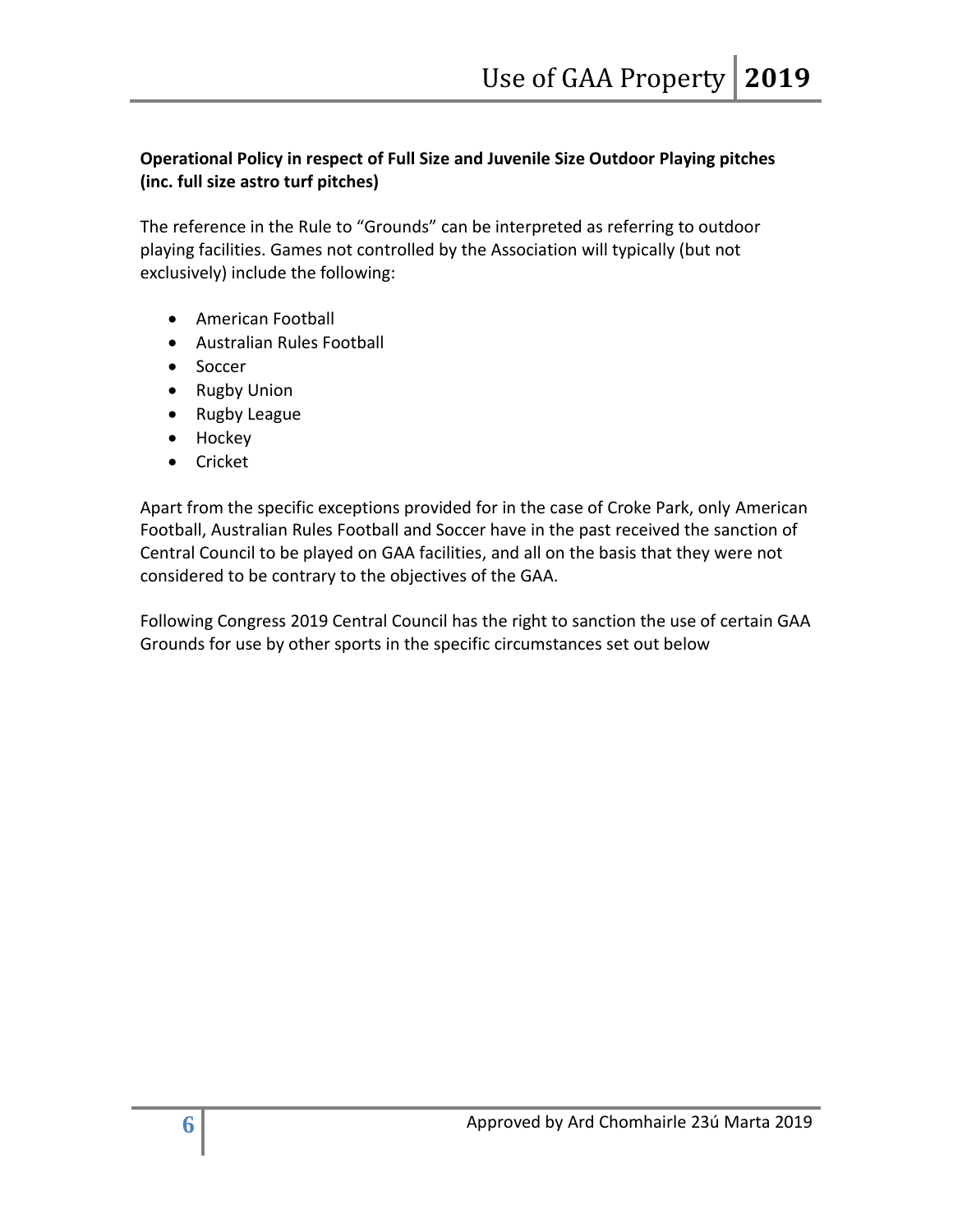**Operational Policy in respect of Full Size and Juvenile Size Outdoor Playing pitches (inc. full size astro turf pitches)**

The reference in the Rule to "Grounds" can be interpreted as referring to outdoor playing facilities. Games not controlled by the Association will typically (but not exclusively) include the following:

- American Football
- Australian Rules Football
- Soccer
- Rugby Union
- Rugby League
- Hockey
- Cricket

Apart from the specific exceptions provided for in the case of Croke Park, only American Football, Australian Rules Football and Soccer have in the past received the sanction of Central Council to be played on GAA facilities, and all on the basis that they were not considered to be contrary to the objectives of the GAA.

Following Congress 2019 Central Council has the right to sanction the use of certain GAA Grounds for use by other sports in the specific circumstances set out below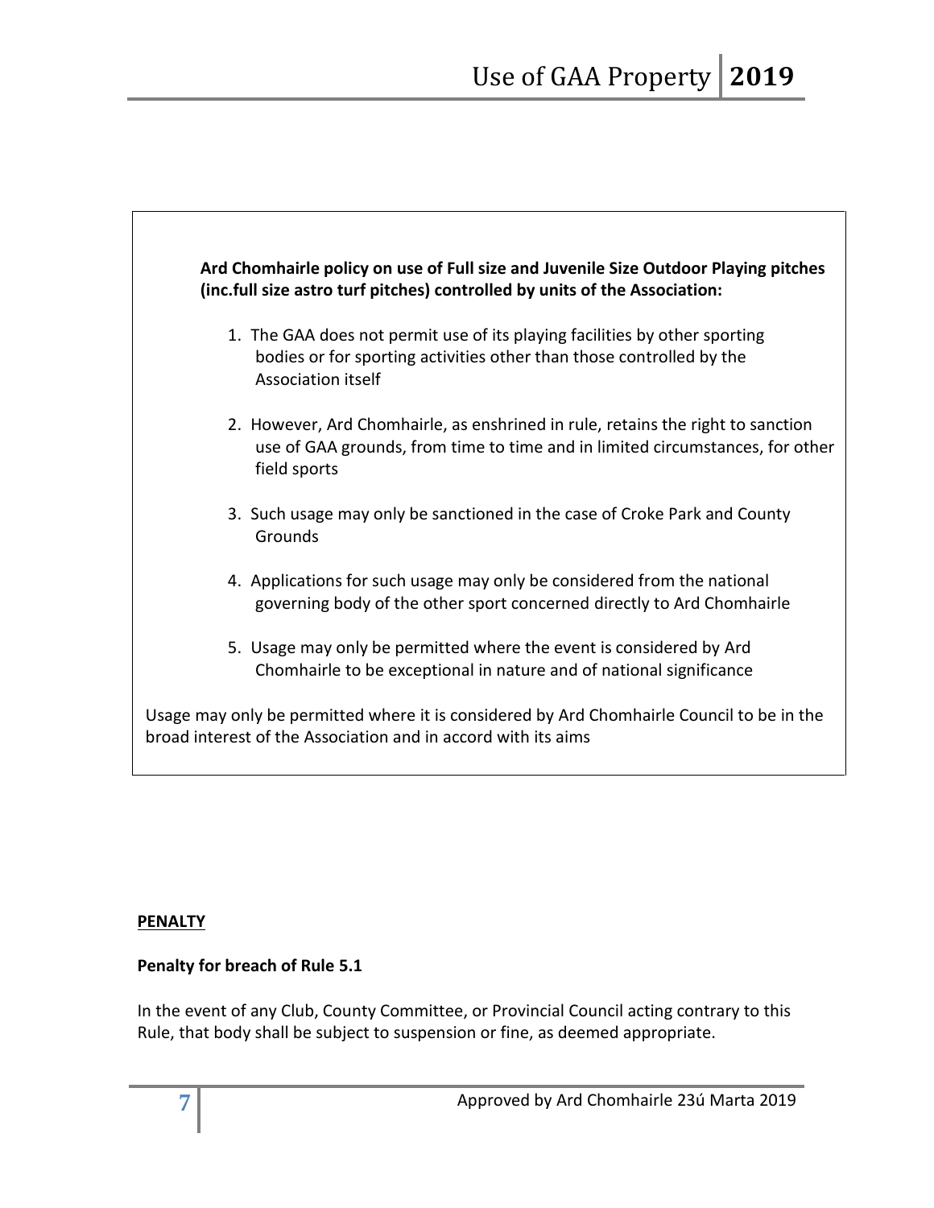**Ard Chomhairle policy on use of Full size and Juvenile Size Outdoor Playing pitches (inc.full size astro turf pitches) controlled by units of the Association:**

1. The GAA does not permit use of its playing facilities by other sporting bodies or for sporting activities other than those controlled by the Association itself
2. However, Ard Chomhairle, as enshrined in rule, retains the right to sanction use of GAA grounds, from time to time and in limited circumstances, for other field sports
3. Such usage may only be sanctioned in the case of Croke Park and County Grounds
4. Applications for such usage may only be considered from the national governing body of the other sport concerned directly to Ard Chomhairle
5. Usage may only be permitted where the event is considered by Ard Chomhairle to be exceptional in nature and of national significance

Usage may only be permitted where it is considered by Ard Chomhairle Council to be in the broad interest of the Association and in accord with its aims

## PENALTY

**Penalty for breach of Rule 5.1**

In the event of any Club, County Committee, or Provincial Council acting contrary to this Rule, that body shall be subject to suspension or fine, as deemed appropriate.